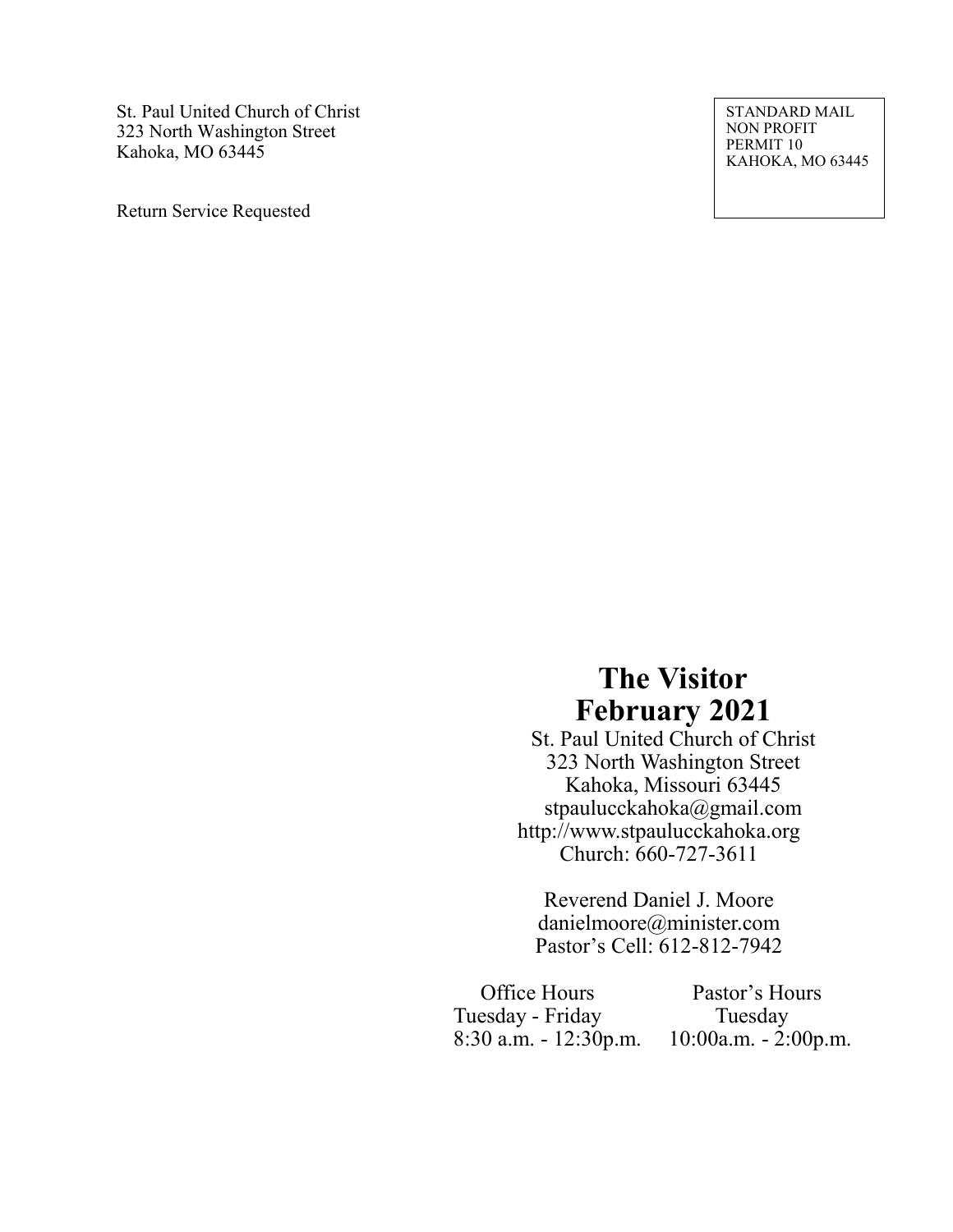St. Paul United Church of Christ
323 North Washington Street
Kahoka, MO 63445

Return Service Requested

STANDARD MAIL
NON PROFIT
PERMIT 10
KAHOKA, MO 63445

# The Visitor
# February 2021

St. Paul United Church of Christ
323 North Washington Street
Kahoka, Missouri 63445
stpaulucckahoka@gmail.com
http://www.stpaulucckahoka.org
Church: 660-727-3611

Reverend Daniel J. Moore
danielmoore@minister.com
Pastor's Cell: 612-812-7942

| Office Hours | Pastor's Hours |
| --- | --- |
| Tuesday - Friday | Tuesday |
| 8:30 a.m. - 12:30p.m. | 10:00a.m. - 2:00p.m. |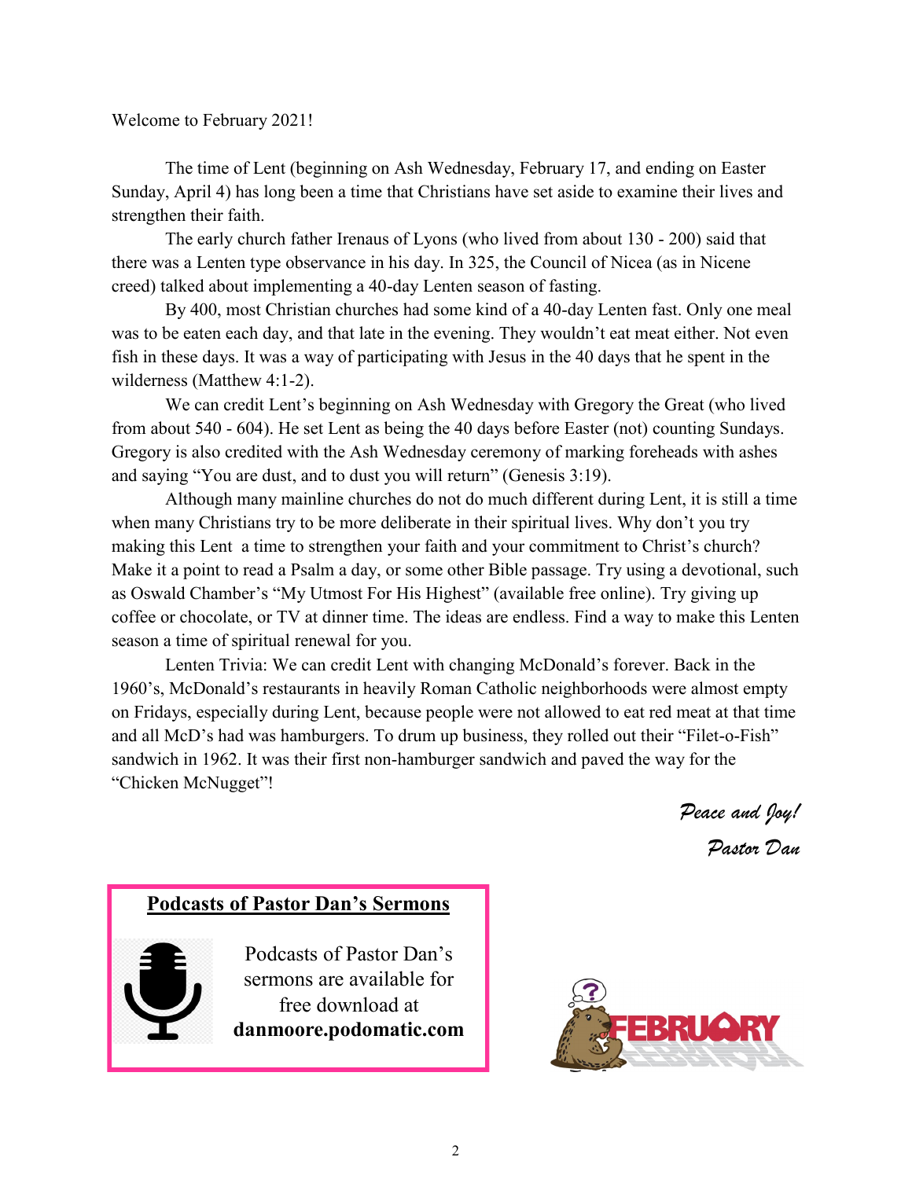Welcome to February 2021!

The time of Lent (beginning on Ash Wednesday, February 17, and ending on Easter Sunday, April 4) has long been a time that Christians have set aside to examine their lives and strengthen their faith.

The early church father Irenaus of Lyons (who lived from about 130 - 200) said that there was a Lenten type observance in his day. In 325, the Council of Nicea (as in Nicene creed) talked about implementing a 40-day Lenten season of fasting.

By 400, most Christian churches had some kind of a 40-day Lenten fast. Only one meal was to be eaten each day, and that late in the evening. They wouldn't eat meat either. Not even fish in these days. It was a way of participating with Jesus in the 40 days that he spent in the wilderness (Matthew 4:1-2).

We can credit Lent's beginning on Ash Wednesday with Gregory the Great (who lived from about 540 - 604). He set Lent as being the 40 days before Easter (not) counting Sundays. Gregory is also credited with the Ash Wednesday ceremony of marking foreheads with ashes and saying "You are dust, and to dust you will return" (Genesis 3:19).

Although many mainline churches do not do much different during Lent, it is still a time when many Christians try to be more deliberate in their spiritual lives. Why don't you try making this Lent a time to strengthen your faith and your commitment to Christ's church? Make it a point to read a Psalm a day, or some other Bible passage. Try using a devotional, such as Oswald Chamber's "My Utmost For His Highest" (available free online). Try giving up coffee or chocolate, or TV at dinner time. The ideas are endless. Find a way to make this Lenten season a time of spiritual renewal for you.

Lenten Trivia: We can credit Lent with changing McDonald's forever. Back in the 1960's, McDonald's restaurants in heavily Roman Catholic neighborhoods were almost empty on Fridays, especially during Lent, because people were not allowed to eat red meat at that time and all McD's had was hamburgers. To drum up business, they rolled out their "Filet-o-Fish" sandwich in 1962. It was their first non-hamburger sandwich and paved the way for the "Chicken McNugget"!

*Peace and Joy!*
*Pastor Dan*

**Podcasts of Pastor Dan's Sermons**

Podcasts of Pastor Dan's sermons are available for free download at **danmoore.podomatic.com**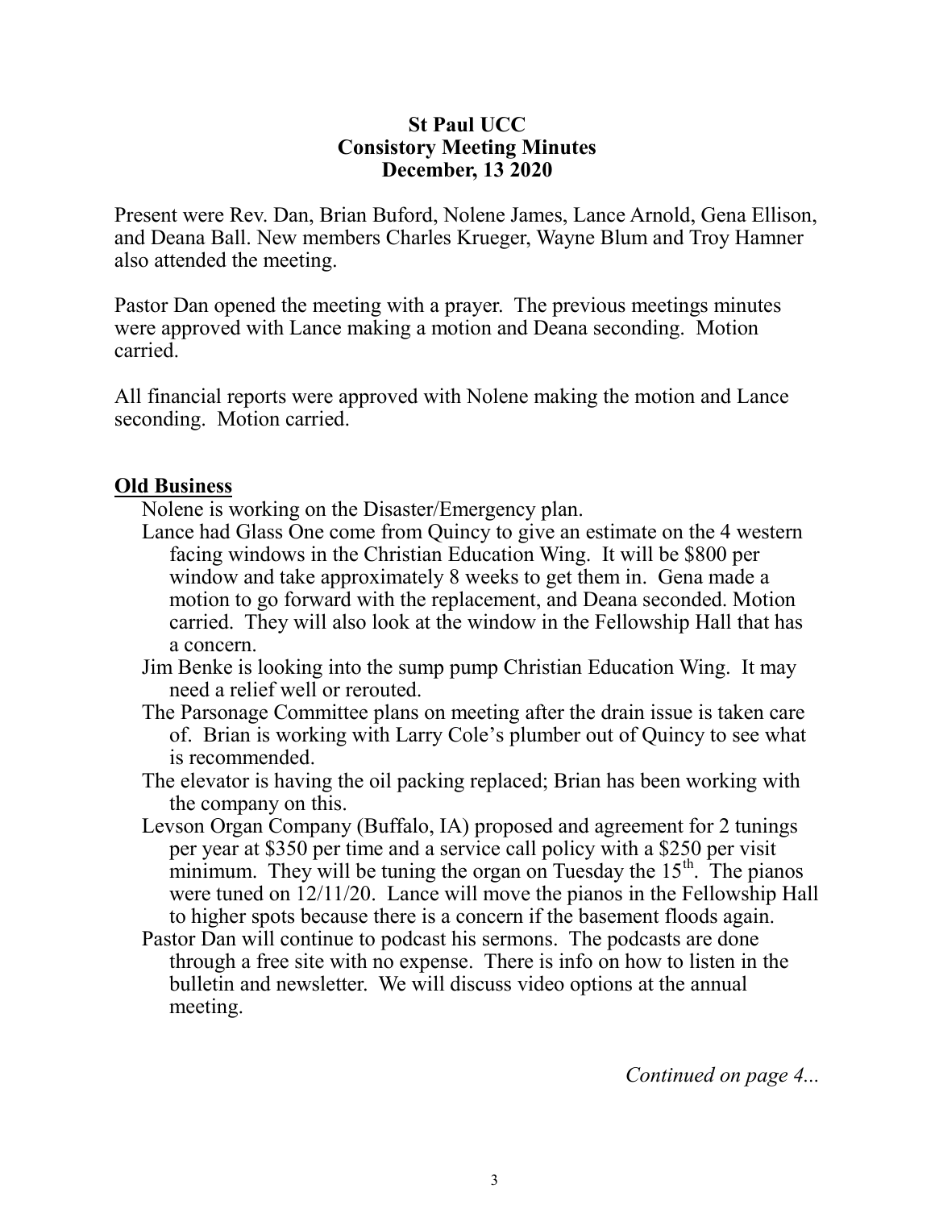# St Paul UCC
## Consistory Meeting Minutes
## December, 13 2020

Present were Rev. Dan, Brian Buford, Nolene James, Lance Arnold, Gena Ellison, and Deana Ball. New members Charles Krueger, Wayne Blum and Troy Hamner also attended the meeting.

Pastor Dan opened the meeting with a prayer. The previous meetings minutes were approved with Lance making a motion and Deana seconding. Motion carried.

All financial reports were approved with Nolene making the motion and Lance seconding. Motion carried.

**Old Business**

Nolene is working on the Disaster/Emergency plan.

Lance had Glass One come from Quincy to give an estimate on the 4 western facing windows in the Christian Education Wing. It will be $800 per window and take approximately 8 weeks to get them in. Gena made a motion to go forward with the replacement, and Deana seconded. Motion carried. They will also look at the window in the Fellowship Hall that has a concern.

Jim Benke is looking into the sump pump Christian Education Wing. It may need a relief well or rerouted.

The Parsonage Committee plans on meeting after the drain issue is taken care of. Brian is working with Larry Cole's plumber out of Quincy to see what is recommended.

The elevator is having the oil packing replaced; Brian has been working with the company on this.

Levson Organ Company (Buffalo, IA) proposed and agreement for 2 tunings per year at $350 per time and a service call policy with a $250 per visit minimum. They will be tuning the organ on Tuesday the 15th. The pianos were tuned on 12/11/20. Lance will move the pianos in the Fellowship Hall to higher spots because there is a concern if the basement floods again.

Pastor Dan will continue to podcast his sermons. The podcasts are done through a free site with no expense. There is info on how to listen in the bulletin and newsletter. We will discuss video options at the annual meeting.

*Continued on page 4...*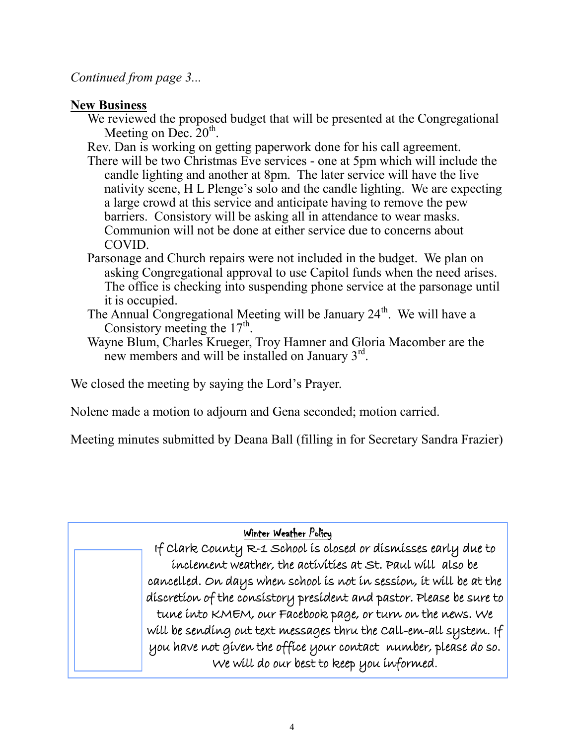*Continued from page 3...*

**New Business**

We reviewed the proposed budget that will be presented at the Congregational Meeting on Dec. 20th.

Rev. Dan is working on getting paperwork done for his call agreement.

There will be two Christmas Eve services - one at 5pm which will include the candle lighting and another at 8pm. The later service will have the live nativity scene, H L Plenge's solo and the candle lighting. We are expecting a large crowd at this service and anticipate having to remove the pew barriers. Consistory will be asking all in attendance to wear masks. Communion will not be done at either service due to concerns about COVID.

Parsonage and Church repairs were not included in the budget. We plan on asking Congregational approval to use Capitol funds when the need arises. The office is checking into suspending phone service at the parsonage until it is occupied.

The Annual Congregational Meeting will be January 24th. We will have a Consistory meeting the 17th.

Wayne Blum, Charles Krueger, Troy Hamner and Gloria Macomber are the new members and will be installed on January 3rd.

We closed the meeting by saying the Lord's Prayer.

Nolene made a motion to adjourn and Gena seconded; motion carried.

Meeting minutes submitted by Deana Ball (filling in for Secretary Sandra Frazier)

**Winter Weather Policy**

If Clark County R-1 School is closed or dismisses early due to inclement weather, the activities at St. Paul will also be cancelled. On days when school is not in session, it will be at the discretion of the consistory president and pastor. Please be sure to tune into KMEM, our Facebook page, or turn on the news. We will be sending out text messages thru the Call-em-all system. If you have not given the office your contact number, please do so. We will do our best to keep you informed.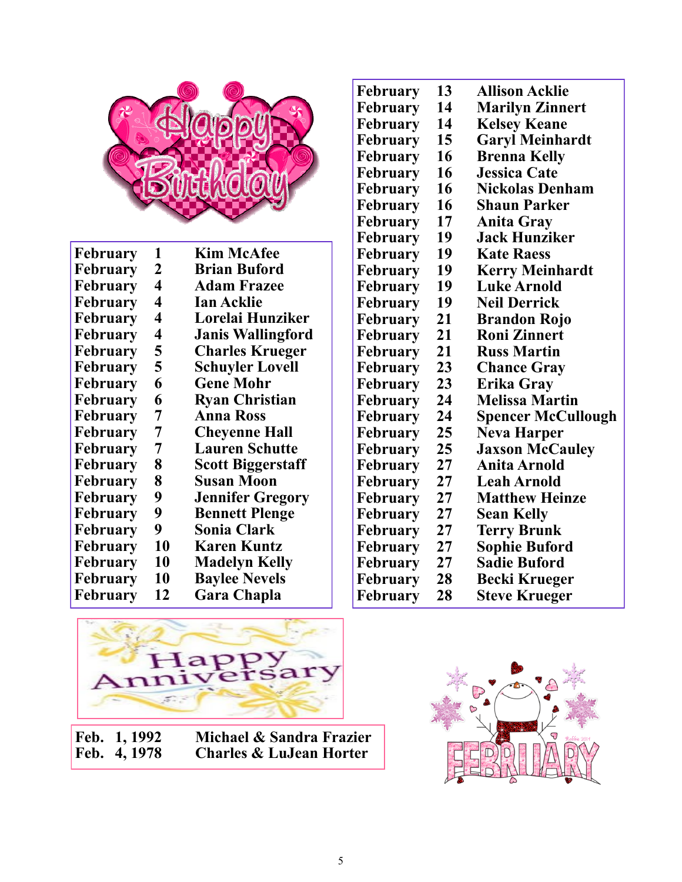# Happy Birthday

| Month | Day | Name |
|---|---|---|
| February | 1 | Kim McAfee |
| February | 2 | Brian Buford |
| February | 4 | Adam Frazee |
| February | 4 | Ian Acklie |
| February | 4 | Lorelai Hunziker |
| February | 4 | Janis Wallingford |
| February | 5 | Charles Krueger |
| February | 5 | Schuyler Lovell |
| February | 6 | Gene Mohr |
| February | 6 | Ryan Christian |
| February | 7 | Anna Ross |
| February | 7 | Cheyenne Hall |
| February | 7 | Lauren Schutte |
| February | 8 | Scott Biggerstaff |
| February | 8 | Susan Moon |
| February | 9 | Jennifer Gregory |
| February | 9 | Bennett Plenge |
| February | 9 | Sonia Clark |
| February | 10 | Karen Kuntz |
| February | 10 | Madelyn Kelly |
| February | 10 | Baylee Nevels |
| February | 12 | Gara Chapla |
| February | 13 | Allison Acklie |
| February | 14 | Marilyn Zinnert |
| February | 14 | Kelsey Keane |
| February | 15 | Garyl Meinhardt |
| February | 16 | Brenna Kelly |
| February | 16 | Jessica Cate |
| February | 16 | Nickolas Denham |
| February | 16 | Shaun Parker |
| February | 17 | Anita Gray |
| February | 19 | Jack Hunziker |
| February | 19 | Kate Raess |
| February | 19 | Kerry Meinhardt |
| February | 19 | Luke Arnold |
| February | 19 | Neil Derrick |
| February | 21 | Brandon Rojo |
| February | 21 | Roni Zinnert |
| February | 21 | Russ Martin |
| February | 23 | Chance Gray |
| February | 23 | Erika Gray |
| February | 24 | Melissa Martin |
| February | 24 | Spencer McCullough |
| February | 25 | Neva Harper |
| February | 25 | Jaxson McCauley |
| February | 27 | Anita Arnold |
| February | 27 | Leah Arnold |
| February | 27 | Matthew Heinze |
| February | 27 | Sean Kelly |
| February | 27 | Terry Brunk |
| February | 27 | Sophie Buford |
| February | 27 | Sadie Buford |
| February | 28 | Becki Krueger |
| February | 28 | Steve Krueger |

# Happy Anniversary

| Date | Couple |
|---|---|
| Feb. 1, 1992 | Michael & Sandra Frazier |
| Feb. 4, 1978 | Charles & LuJean Horter |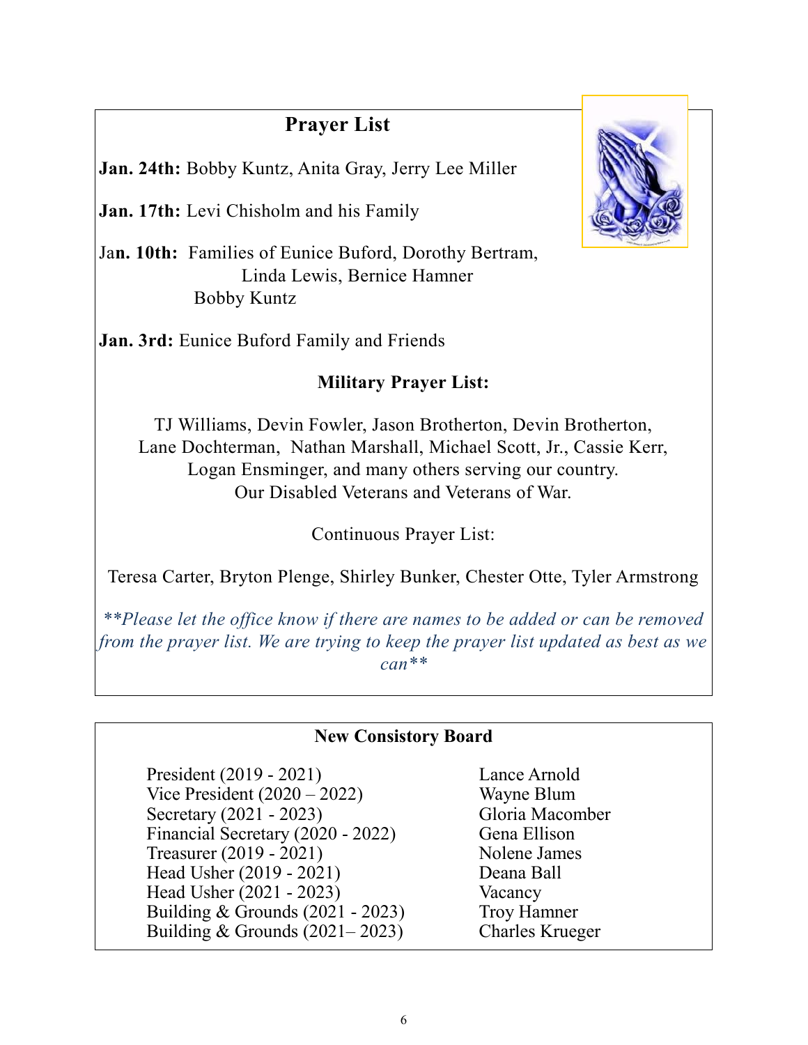## Prayer List

**Jan. 24th:** Bobby Kuntz, Anita Gray, Jerry Lee Miller

**Jan. 17th:** Levi Chisholm and his Family

**Jan. 10th:** Families of Eunice Buford, Dorothy Bertram, Linda Lewis, Bernice Hamner Bobby Kuntz

**Jan. 3rd:** Eunice Buford Family and Friends

### Military Prayer List:

TJ Williams, Devin Fowler, Jason Brotherton, Devin Brotherton, Lane Dochterman, Nathan Marshall, Michael Scott, Jr., Cassie Kerr, Logan Ensminger, and many others serving our country.
Our Disabled Veterans and Veterans of War.

Continuous Prayer List:

Teresa Carter, Bryton Plenge, Shirley Bunker, Chester Otte, Tyler Armstrong

*\*\*Please let the office know if there are names to be added or can be removed from the prayer list. We are trying to keep the prayer list updated as best as we can\*\**

## New Consistory Board

| Position | Name |
|---|---|
| President (2019 - 2021) | Lance Arnold |
| Vice President (2020 – 2022) | Wayne Blum |
| Secretary (2021 - 2023) | Gloria Macomber |
| Financial Secretary (2020 - 2022) | Gena Ellison |
| Treasurer (2019 - 2021) | Nolene James |
| Head Usher (2019 - 2021) | Deana Ball |
| Head Usher (2021 - 2023) | Vacancy |
| Building & Grounds (2021 - 2023) | Troy Hamner |
| Building & Grounds (2021– 2023) | Charles Krueger |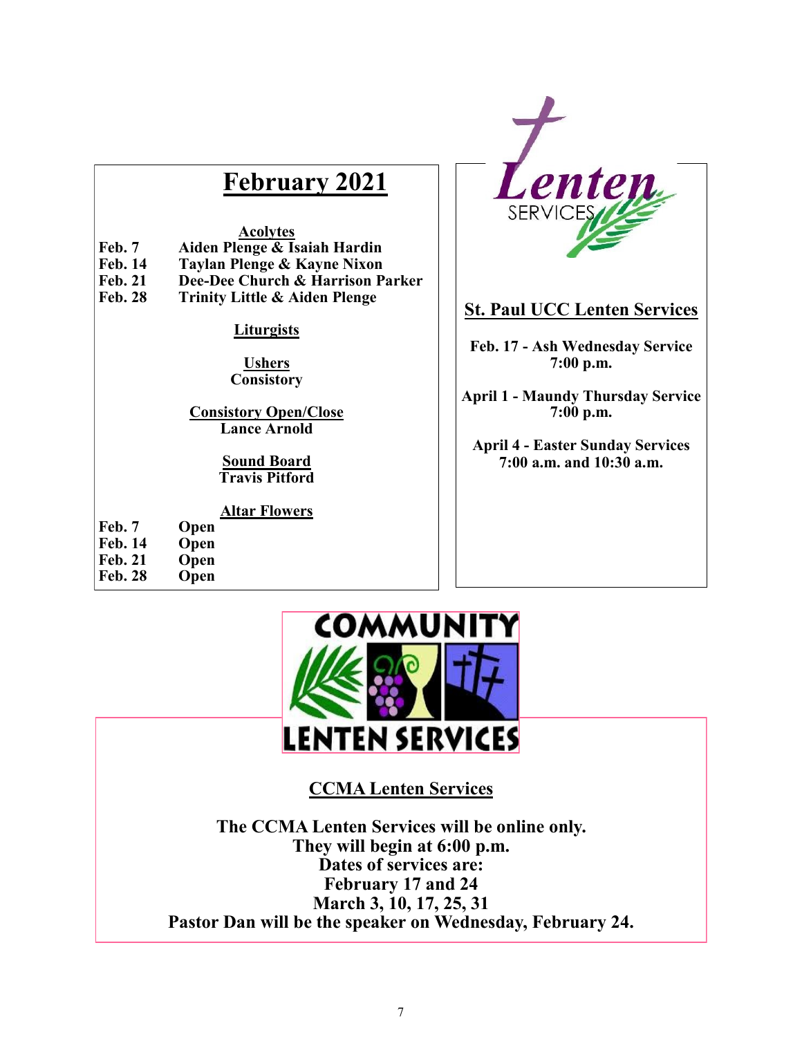## February 2021

**Acolytes**

| | |
|---|---|
| Feb. 7 | Aiden Plenge & Isaiah Hardin |
| Feb. 14 | Taylan Plenge & Kayne Nixon |
| Feb. 21 | Dee-Dee Church & Harrison Parker |
| Feb. 28 | Trinity Little & Aiden Plenge |

**Liturgists**

**Ushers**
Consistory

**Consistory Open/Close**
Lance Arnold

**Sound Board**
Travis Pitford

**Altar Flowers**

| | |
|---|---|
| Feb. 7 | Open |
| Feb. 14 | Open |
| Feb. 21 | Open |
| Feb. 28 | Open |

Lenten SERVICES

## St. Paul UCC Lenten Services

**Feb. 17 - Ash Wednesday Service**
**7:00 p.m.**

**April 1 - Maundy Thursday Service**
**7:00 p.m.**

**April 4 - Easter Sunday Services**
**7:00 a.m. and 10:30 a.m.**

COMMUNITY LENTEN SERVICES

## CCMA Lenten Services

**The CCMA Lenten Services will be online only.**
**They will begin at 6:00 p.m.**
**Dates of services are:**
**February 17 and 24**
**March 3, 10, 17, 25, 31**
**Pastor Dan will be the speaker on Wednesday, February 24.**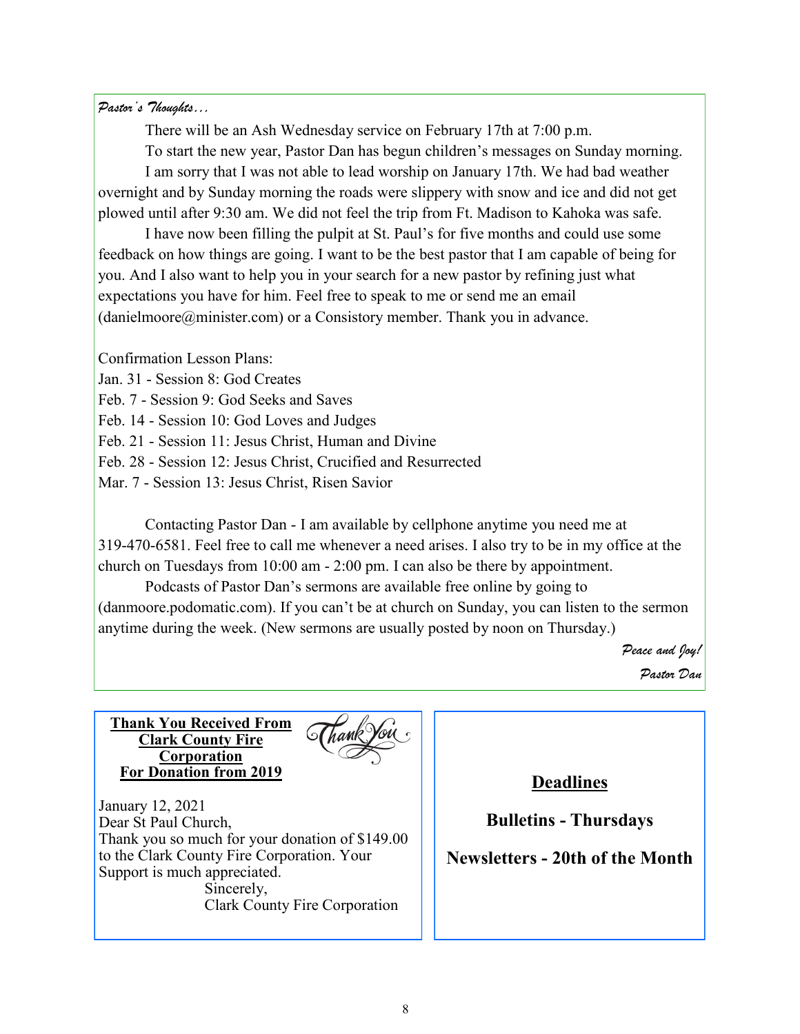*Pastor's Thoughts...*

There will be an Ash Wednesday service on February 17th at 7:00 p.m.

To start the new year, Pastor Dan has begun children's messages on Sunday morning.

I am sorry that I was not able to lead worship on January 17th. We had bad weather overnight and by Sunday morning the roads were slippery with snow and ice and did not get plowed until after 9:30 am. We did not feel the trip from Ft. Madison to Kahoka was safe.

I have now been filling the pulpit at St. Paul's for five months and could use some feedback on how things are going. I want to be the best pastor that I am capable of being for you. And I also want to help you in your search for a new pastor by refining just what expectations you have for him. Feel free to speak to me or send me an email (danielmoore@minister.com) or a Consistory member. Thank you in advance.

Confirmation Lesson Plans:
Jan. 31 - Session 8: God Creates
Feb. 7 - Session 9: God Seeks and Saves
Feb. 14 - Session 10: God Loves and Judges
Feb. 21 - Session 11: Jesus Christ, Human and Divine
Feb. 28 - Session 12: Jesus Christ, Crucified and Resurrected
Mar. 7 - Session 13: Jesus Christ, Risen Savior

Contacting Pastor Dan - I am available by cellphone anytime you need me at 319-470-6581. Feel free to call me whenever a need arises. I also try to be in my office at the church on Tuesdays from 10:00 am - 2:00 pm. I can also be there by appointment.

Podcasts of Pastor Dan's sermons are available free online by going to (danmoore.podomatic.com). If you can't be at church on Sunday, you can listen to the sermon anytime during the week. (New sermons are usually posted by noon on Thursday.)

*Peace and Joy!*
*Pastor Dan*

**Thank You Received From Clark County Fire Corporation For Donation from 2019**

Thank You

January 12, 2021
Dear St Paul Church,
Thank you so much for your donation of $149.00 to the Clark County Fire Corporation. Your Support is much appreciated.
Sincerely,
Clark County Fire Corporation

**Deadlines**

**Bulletins - Thursdays**

**Newsletters - 20th of the Month**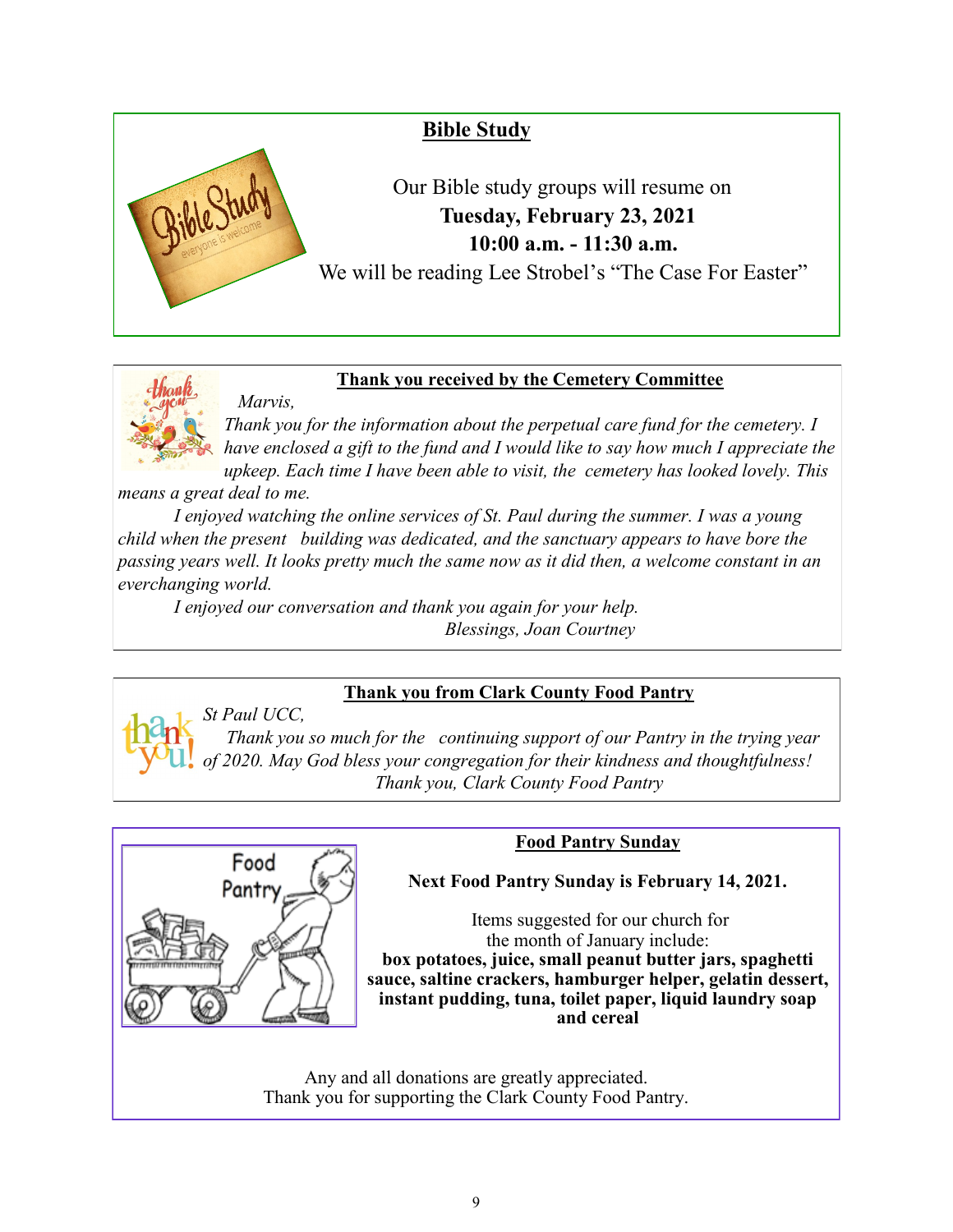## Bible Study

Our Bible study groups will resume on

**Tuesday, February 23, 2021**

**10:00 a.m. - 11:30 a.m.**

We will be reading Lee Strobel's "The Case For Easter"

## Thank you received by the Cemetery Committee

*Marvis,*

*Thank you for the information about the perpetual care fund for the cemetery. I have enclosed a gift to the fund and I would like to say how much I appreciate the upkeep. Each time I have been able to visit, the cemetery has looked lovely. This means a great deal to me.*

*I enjoyed watching the online services of St. Paul during the summer. I was a young child when the present building was dedicated, and the sanctuary appears to have bore the passing years well. It looks pretty much the same now as it did then, a welcome constant in an everchanging world.*

*I enjoyed our conversation and thank you again for your help.*

*Blessings, Joan Courtney*

## Thank you from Clark County Food Pantry

*St Paul UCC,*

*Thank you so much for the continuing support of our Pantry in the trying year of 2020. May God bless your congregation for their kindness and thoughtfulness!*

*Thank you, Clark County Food Pantry*

## Food Pantry Sunday

**Next Food Pantry Sunday is February 14, 2021.**

Items suggested for our church for the month of January include:

**box potatoes, juice, small peanut butter jars, spaghetti sauce, saltine crackers, hamburger helper, gelatin dessert, instant pudding, tuna, toilet paper, liquid laundry soap and cereal**

Any and all donations are greatly appreciated.
Thank you for supporting the Clark County Food Pantry.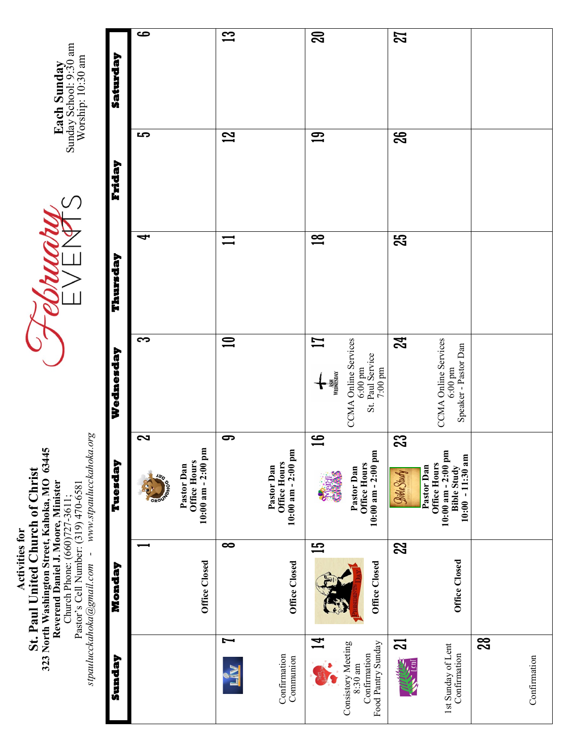Activities for
**St. Paul United Church of Christ**
**323 North Washington Street, Kahoka, MO 63445**
**Reverend Daniel J. Moore, Minister**
Church Phone: (660)727-3611;
Pastor's Cell Number: (319) 470-6581
*stpaulucckahoka@gmail.com* - *www.stpaulucckahoka.org*

# February EVENTS

**Each Sunday**
Sunday School: 9:30 am
Worship: 10:30 am

| Sunday | Monday | Tuesday | Wednesday | Thursday | Friday | Saturday |
|---|---|---|---|---|---|---|
| | **1** Office Closed | **2** Pastor Dan Office Hours 10:00 am - 2:00 pm | **3** | **4** | **5** | **6** |
| **7** Confirmation Communion | **8** Office Closed | **9** Pastor Dan Office Hours 10:00 am - 2:00 pm | **10** | **11** | **12** | **13** |
| **14** Consistory Meeting 8:30 am Confirmation Food Pantry Sunday | **15** Office Closed | **16** Pastor Dan Office Hours 10:00 am - 2:00 pm | **17** CCMA Online Services 6:00 pm St. Paul Service 7:00 pm | **18** | **19** | **20** |
| **21** 1st Sunday of Lent Confirmation | **22** Office Closed | **23** Pastor Dan Office Hours 10:00 am - 2:00 pm Bible Study 10:00 - 11:30 am | **24** CCMA Online Services 6:00 pm Speaker - Pastor Dan | **25** | **26** | **27** |
| **28** Confirmation | | | | | | |